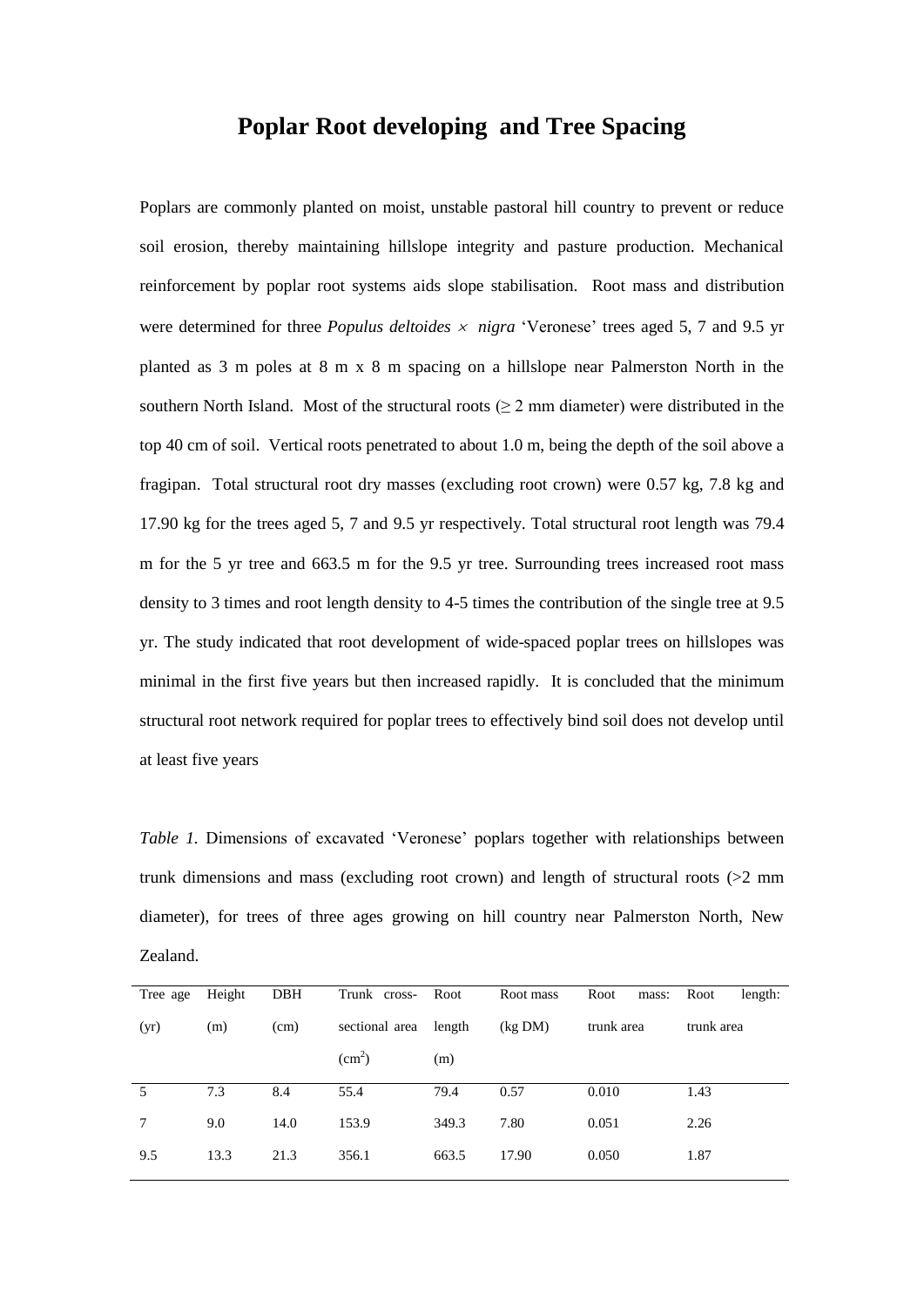# Poplar Root developing  and Tree Spacing

Poplars are commonly planted on moist, unstable pastoral hill country to prevent or reduce soil erosion, thereby maintaining hillslope integrity and pasture production. Mechanical reinforcement by poplar root systems aids slope stabilisation. Root mass and distribution were determined for three *Populus deltoides* × *nigra* 'Veronese' trees aged 5, 7 and 9.5 yr planted as 3 m poles at 8 m x 8 m spacing on a hillslope near Palmerston North in the southern North Island. Most of the structural roots (≥ 2 mm diameter) were distributed in the top 40 cm of soil. Vertical roots penetrated to about 1.0 m, being the depth of the soil above a fragipan. Total structural root dry masses (excluding root crown) were 0.57 kg, 7.8 kg and 17.90 kg for the trees aged 5, 7 and 9.5 yr respectively. Total structural root length was 79.4 m for the 5 yr tree and 663.5 m for the 9.5 yr tree. Surrounding trees increased root mass density to 3 times and root length density to 4-5 times the contribution of the single tree at 9.5 yr. The study indicated that root development of wide-spaced poplar trees on hillslopes was minimal in the first five years but then increased rapidly. It is concluded that the minimum structural root network required for poplar trees to effectively bind soil does not develop until at least five years

*Table 1.* Dimensions of excavated 'Veronese' poplars together with relationships between trunk dimensions and mass (excluding root crown) and length of structural roots (>2 mm diameter), for trees of three ages growing on hill country near Palmerston North, New Zealand.

| Tree age (yr) | Height (m) | DBH (cm) | Trunk cross-sectional area ($cm^2$) | Root length (m) | Root mass (kg DM) | Root mass: trunk area | Root length: trunk area |
|---|---|---|---|---|---|---|---|
| 5 | 7.3 | 8.4 | 55.4 | 79.4 | 0.57 | 0.010 | 1.43 |
| 7 | 9.0 | 14.0 | 153.9 | 349.3 | 7.80 | 0.051 | 2.26 |
| 9.5 | 13.3 | 21.3 | 356.1 | 663.5 | 17.90 | 0.050 | 1.87 |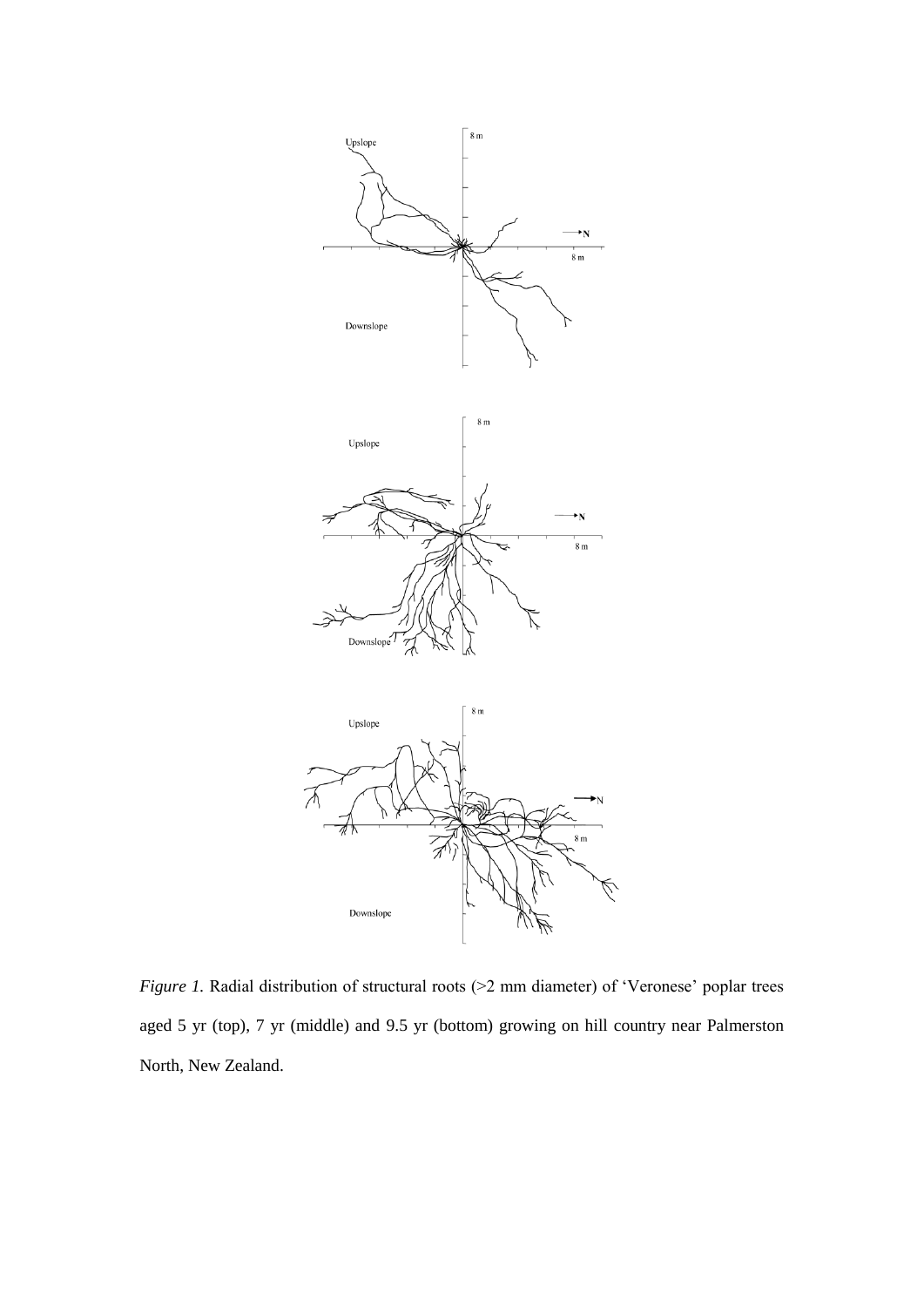*Figure 1.* Radial distribution of structural roots (>2 mm diameter) of 'Veronese' poplar trees aged 5 yr (top), 7 yr (middle) and 9.5 yr (bottom) growing on hill country near Palmerston North, New Zealand.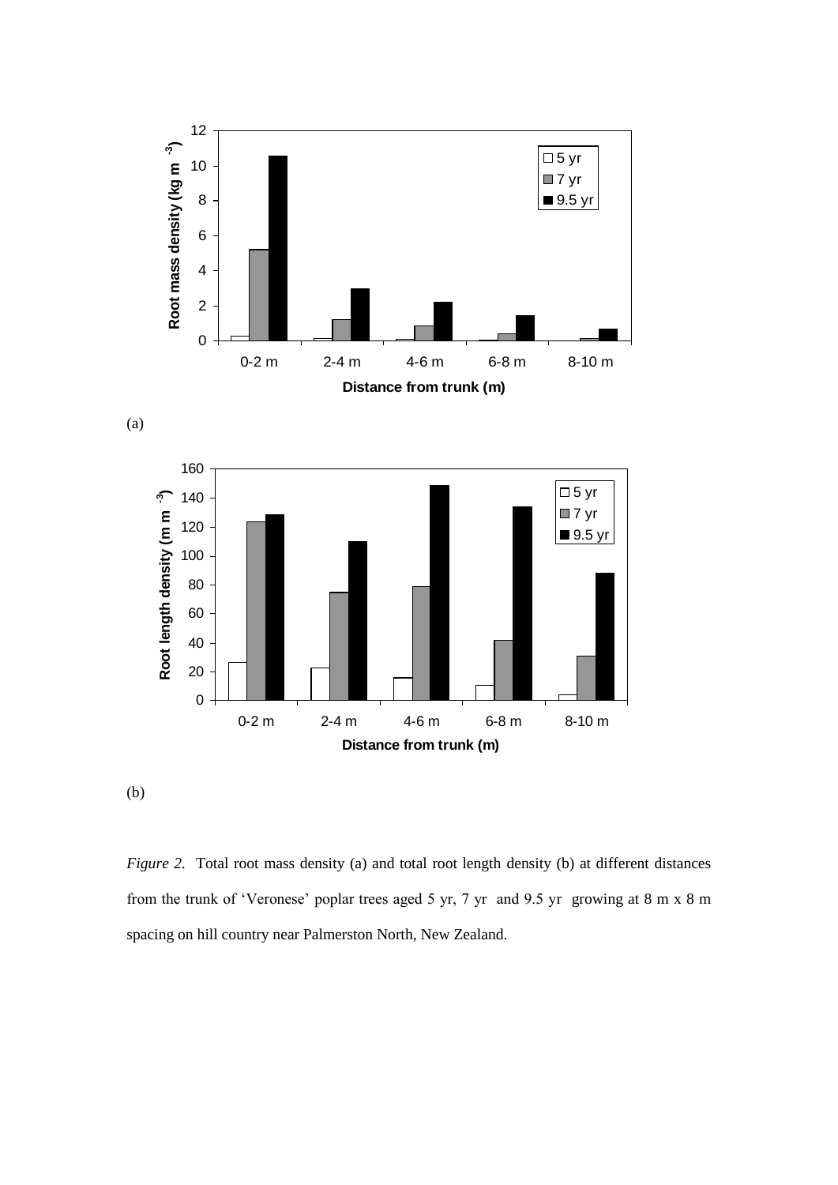(a)

(b)

*Figure 2.* Total root mass density (a) and total root length density (b) at different distances from the trunk of 'Veronese' poplar trees aged 5 yr, 7 yr and 9.5 yr growing at 8 m x 8 m spacing on hill country near Palmerston North, New Zealand.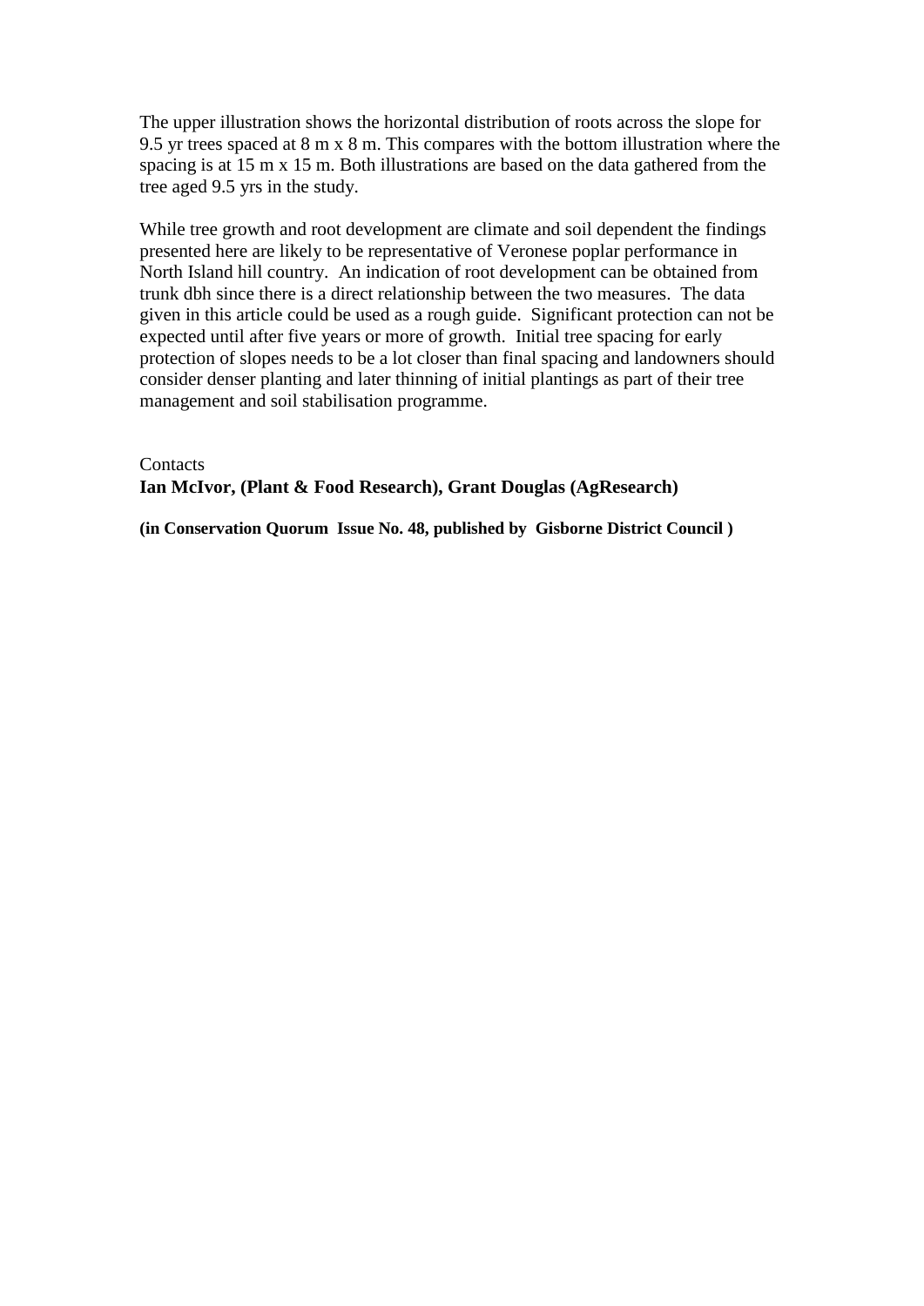The upper illustration shows the horizontal distribution of roots across the slope for 9.5 yr trees spaced at 8 m x 8 m. This compares with the bottom illustration where the spacing is at 15 m x 15 m. Both illustrations are based on the data gathered from the tree aged 9.5 yrs in the study.

While tree growth and root development are climate and soil dependent the findings presented here are likely to be representative of Veronese poplar performance in North Island hill country. An indication of root development can be obtained from trunk dbh since there is a direct relationship between the two measures. The data given in this article could be used as a rough guide. Significant protection can not be expected until after five years or more of growth. Initial tree spacing for early protection of slopes needs to be a lot closer than final spacing and landowners should consider denser planting and later thinning of initial plantings as part of their tree management and soil stabilisation programme.

Contacts

**Ian McIvor, (Plant & Food Research), Grant Douglas (AgResearch)**

**(in Conservation Quorum Issue No. 48, published by Gisborne District Council )**